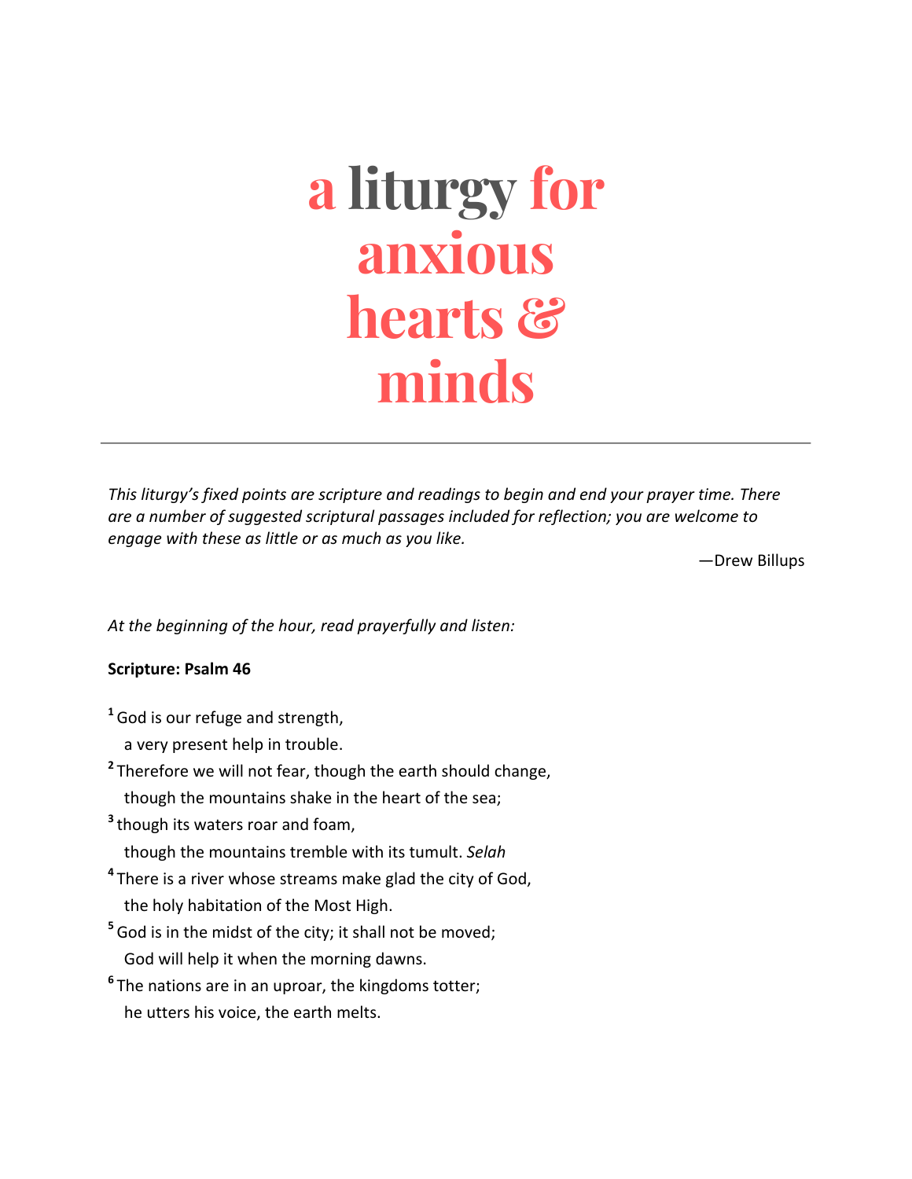# a liturgy for anxious hearts & minds

---

*This liturgy's fixed points are scripture and readings to begin and end your prayer time. There are a number of suggested scriptural passages included for reflection; you are welcome to engage with these as little or as much as you like.*

—Drew Billups

*At the beginning of the hour, read prayerfully and listen:*

**Scripture: Psalm 46**

**1** God is our refuge and strength,
   a very present help in trouble.
**2** Therefore we will not fear, though the earth should change,
   though the mountains shake in the heart of the sea;
**3** though its waters roar and foam,
   though the mountains tremble with its tumult. *Selah*
**4** There is a river whose streams make glad the city of God,
   the holy habitation of the Most High.
**5** God is in the midst of the city; it shall not be moved;
   God will help it when the morning dawns.
**6** The nations are in an uproar, the kingdoms totter;
   he utters his voice, the earth melts.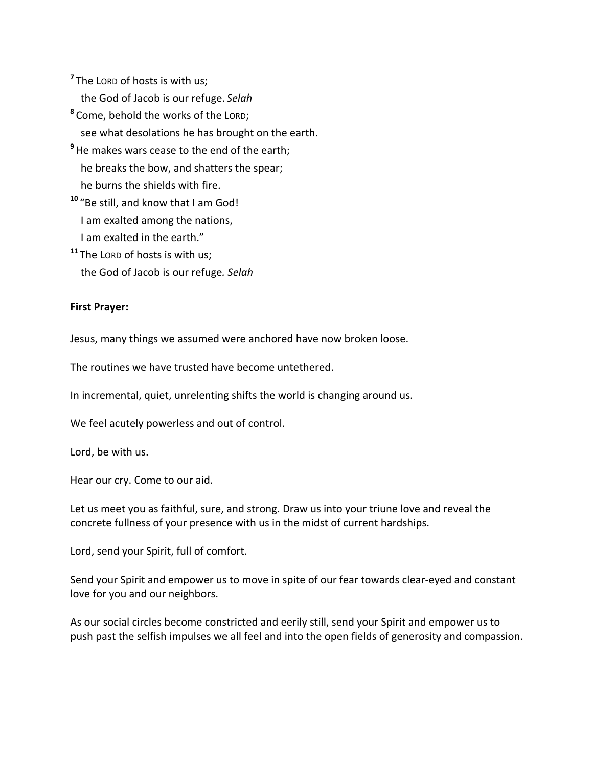[7] The LORD of hosts is with us;
the God of Jacob is our refuge. *Selah*

[8] Come, behold the works of the LORD;
see what desolations he has brought on the earth.

[9] He makes wars cease to the end of the earth;
he breaks the bow, and shatters the spear;
he burns the shields with fire.

[10] "Be still, and know that I am God!
I am exalted among the nations,
I am exalted in the earth."

[11] The LORD of hosts is with us;
the God of Jacob is our refuge. *Selah*

**First Prayer:**

Jesus, many things we assumed were anchored have now broken loose.

The routines we have trusted have become untethered.

In incremental, quiet, unrelenting shifts the world is changing around us.

We feel acutely powerless and out of control.

Lord, be with us.

Hear our cry. Come to our aid.

Let us meet you as faithful, sure, and strong. Draw us into your triune love and reveal the concrete fullness of your presence with us in the midst of current hardships.

Lord, send your Spirit, full of comfort.

Send your Spirit and empower us to move in spite of our fear towards clear-eyed and constant love for you and our neighbors.

As our social circles become constricted and eerily still, send your Spirit and empower us to push past the selfish impulses we all feel and into the open fields of generosity and compassion.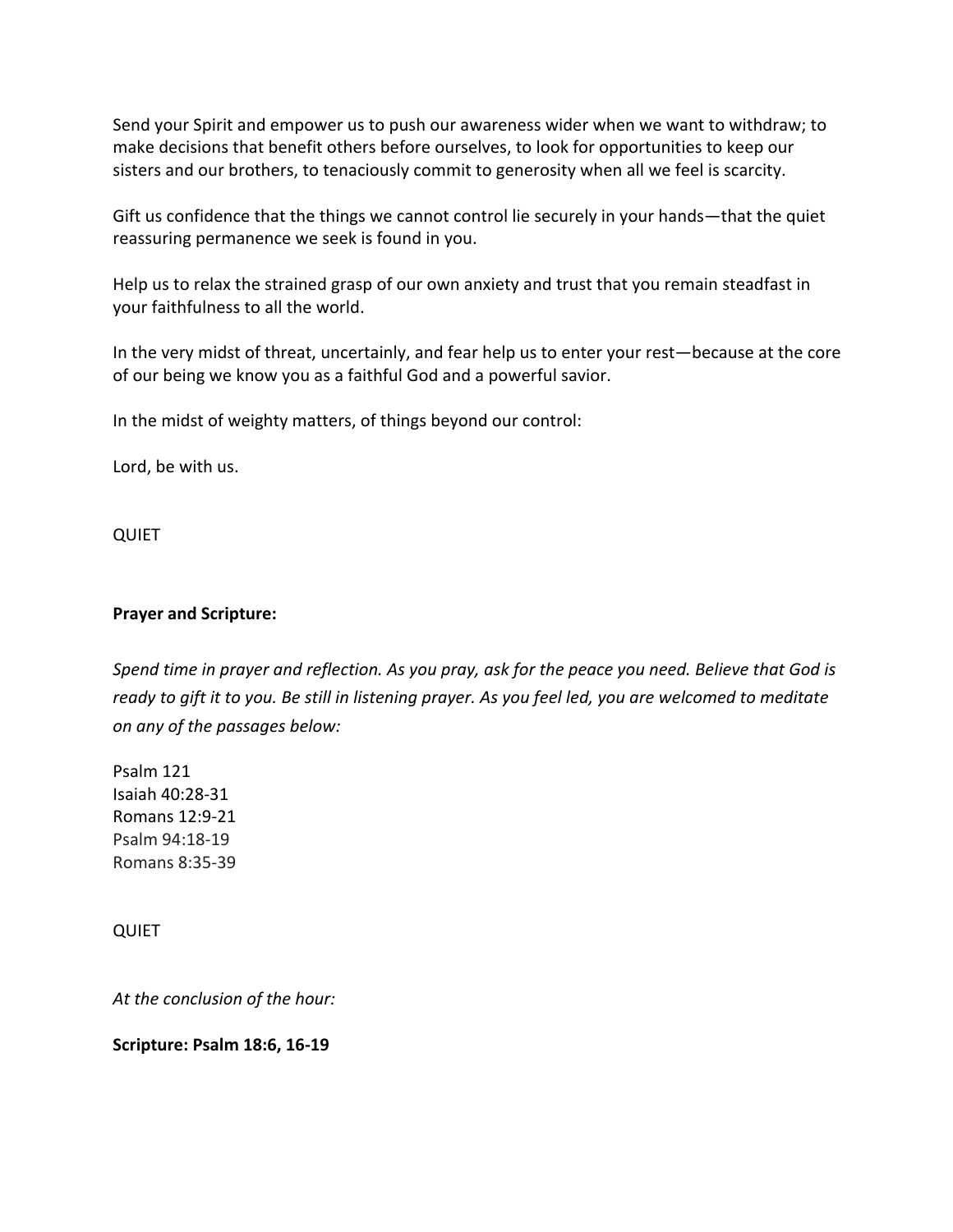Send your Spirit and empower us to push our awareness wider when we want to withdraw; to make decisions that benefit others before ourselves, to look for opportunities to keep our sisters and our brothers, to tenaciously commit to generosity when all we feel is scarcity.

Gift us confidence that the things we cannot control lie securely in your hands—that the quiet reassuring permanence we seek is found in you.

Help us to relax the strained grasp of our own anxiety and trust that you remain steadfast in your faithfulness to all the world.

In the very midst of threat, uncertainly, and fear help us to enter your rest—because at the core of our being we know you as a faithful God and a powerful savior.

In the midst of weighty matters, of things beyond our control:

Lord, be with us.

QUIET

**Prayer and Scripture:**

*Spend time in prayer and reflection. As you pray, ask for the peace you need. Believe that God is ready to gift it to you. Be still in listening prayer. As you feel led, you are welcomed to meditate on any of the passages below:*

Psalm 121
Isaiah 40:28-31
Romans 12:9-21
Psalm 94:18-19
Romans 8:35-39

QUIET

*At the conclusion of the hour:*

**Scripture: Psalm 18:6, 16-19**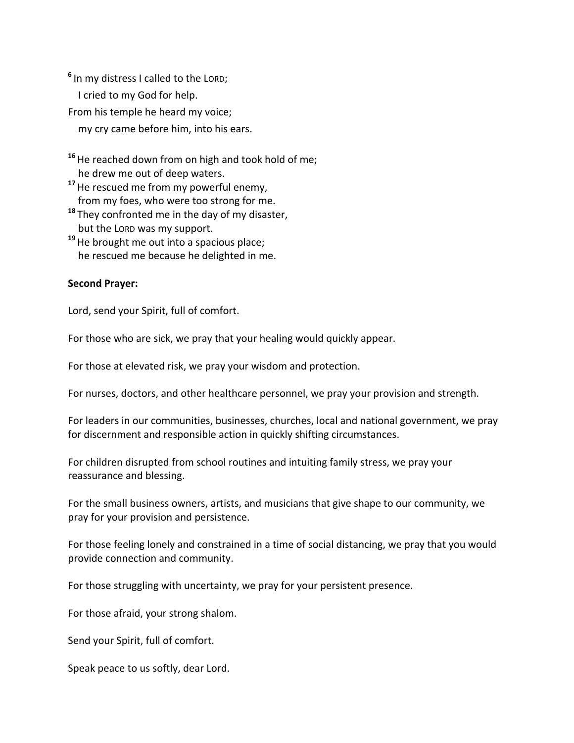[6] In my distress I called to the LORD;
   I cried to my God for help.
From his temple he heard my voice;
   my cry came before him, into his ears.

[16] He reached down from on high and took hold of me;
   he drew me out of deep waters.
[17] He rescued me from my powerful enemy,
   from my foes, who were too strong for me.
[18] They confronted me in the day of my disaster,
   but the LORD was my support.
[19] He brought me out into a spacious place;
   he rescued me because he delighted in me.

**Second Prayer:**

Lord, send your Spirit, full of comfort.

For those who are sick, we pray that your healing would quickly appear.

For those at elevated risk, we pray your wisdom and protection.

For nurses, doctors, and other healthcare personnel, we pray your provision and strength.

For leaders in our communities, businesses, churches, local and national government, we pray for discernment and responsible action in quickly shifting circumstances.

For children disrupted from school routines and intuiting family stress, we pray your reassurance and blessing.

For the small business owners, artists, and musicians that give shape to our community, we pray for your provision and persistence.

For those feeling lonely and constrained in a time of social distancing, we pray that you would provide connection and community.

For those struggling with uncertainty, we pray for your persistent presence.

For those afraid, your strong shalom.

Send your Spirit, full of comfort.

Speak peace to us softly, dear Lord.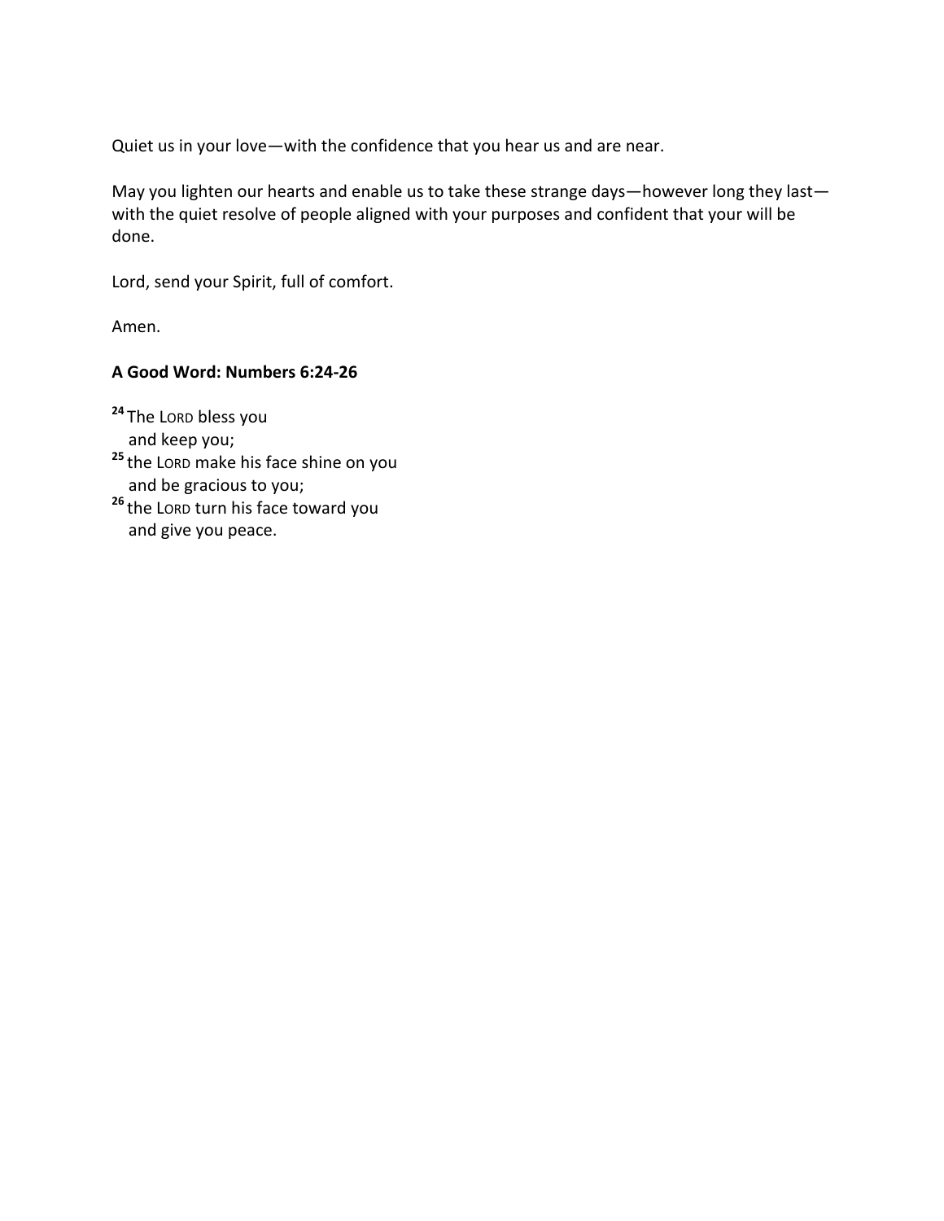Quiet us in your love—with the confidence that you hear us and are near.

May you lighten our hearts and enable us to take these strange days—however long they last—with the quiet resolve of people aligned with your purposes and confident that your will be done.

Lord, send your Spirit, full of comfort.

Amen.

**A Good Word: Numbers 6:24-26**

[24] The LORD bless you
and keep you;
[25] the LORD make his face shine on you
and be gracious to you;
[26] the LORD turn his face toward you
and give you peace.